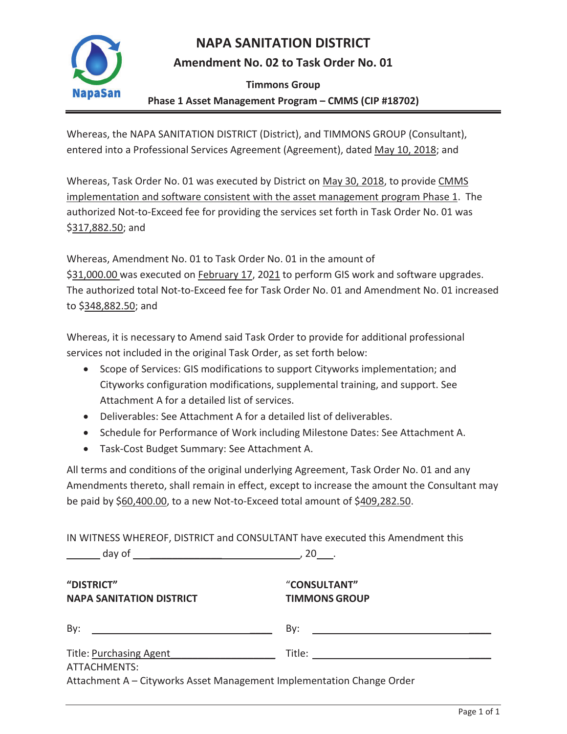# NAPA SANITATION DISTRICT

## Amendment No. 02 to Task Order No. 01

**Timmons Group**

**Phase 1 Asset Management Program – CMMS (CIP #18702)**

Whereas, the NAPA SANITATION DISTRICT (District), and TIMMONS GROUP (Consultant), entered into a Professional Services Agreement (Agreement), dated May 10, 2018; and

Whereas, Task Order No. 01 was executed by District on May 30, 2018, to provide CMMS implementation and software consistent with the asset management program Phase 1. The authorized Not-to-Exceed fee for providing the services set forth in Task Order No. 01 was $317,882.50; and

Whereas, Amendment No. 01 to Task Order No. 01 in the amount of $31,000.00 was executed on February 17, 2021 to perform GIS work and software upgrades. The authorized total Not-to-Exceed fee for Task Order No. 01 and Amendment No. 01 increased to $348,882.50; and

Whereas, it is necessary to Amend said Task Order to provide for additional professional services not included in the original Task Order, as set forth below:

- Scope of Services: GIS modifications to support Cityworks implementation; and Cityworks configuration modifications, supplemental training, and support. See Attachment A for a detailed list of services.
- Deliverables: See Attachment A for a detailed list of deliverables.
- Schedule for Performance of Work including Milestone Dates: See Attachment A.
- Task-Cost Budget Summary: See Attachment A.

All terms and conditions of the original underlying Agreement, Task Order No. 01 and any Amendments thereto, shall remain in effect, except to increase the amount the Consultant may be paid by $60,400.00, to a new Not-to-Exceed total amount of $409,282.50.

IN WITNESS WHEREOF, DISTRICT and CONSULTANT have executed this Amendment this ______ day of ____________________, 20___.

| **"DISTRICT"** **NAPA SANITATION DISTRICT** | **"CONSULTANT"** **TIMMONS GROUP** |
| --- | --- |
| By: ______________________________ | By: ______________________________ |
| Title: Purchasing Agent | Title: ______________________________ |

ATTACHMENTS:

Attachment A – Cityworks Asset Management Implementation Change Order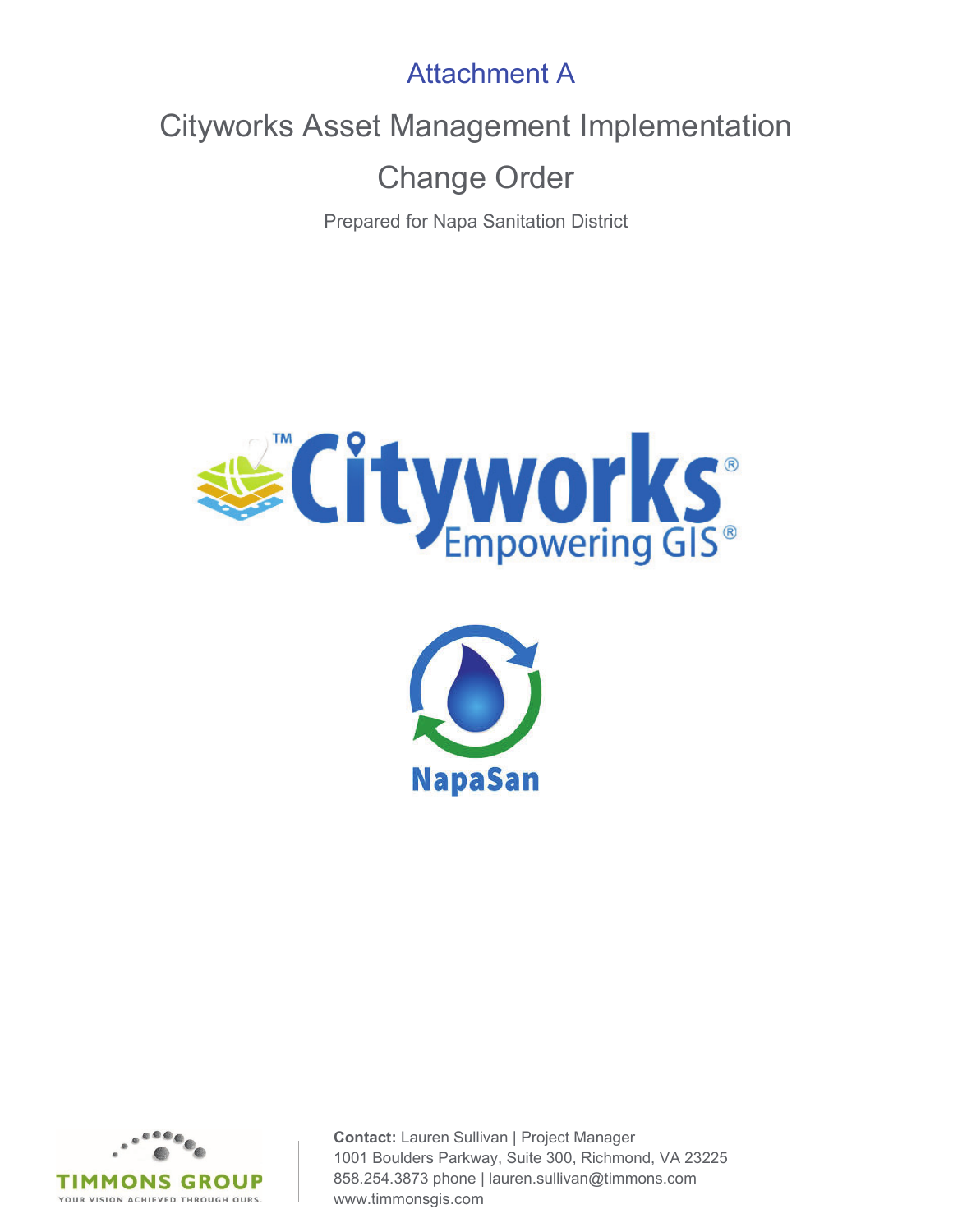# Attachment A

# Cityworks Asset Management Implementation

# Change Order

Prepared for Napa Sanitation District

**Contact:** Lauren Sullivan | Project Manager
1001 Boulders Parkway, Suite 300, Richmond, VA 23225
858.254.3873 phone | lauren.sullivan@timmons.com
www.timmonsgis.com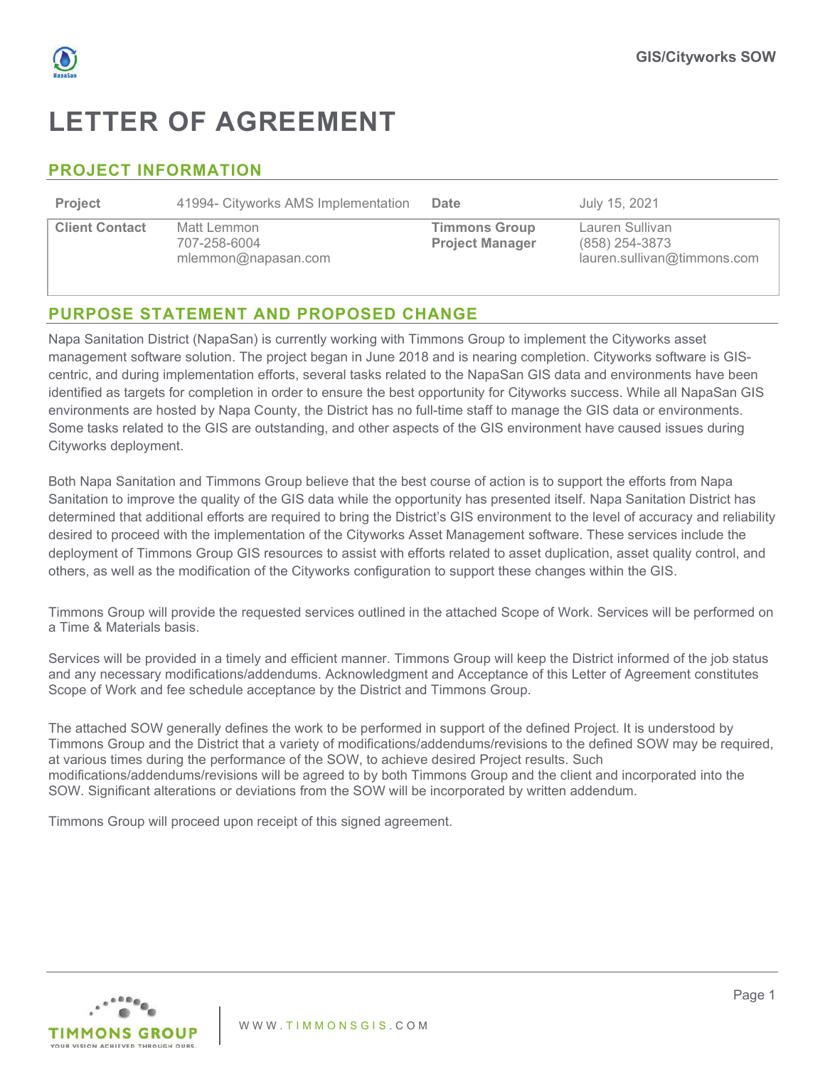# LETTER OF AGREEMENT

## PROJECT INFORMATION

| Project | 41994- Cityworks AMS Implementation | Date | July 15, 2021 |
|---|---|---|---|
| Client Contact | Matt Lemmon<br>707-258-6004<br>mlemmon@napasan.com | Timmons Group Project Manager | Lauren Sullivan<br>(858) 254-3873<br>lauren.sullivan@timmons.com |

## PURPOSE STATEMENT AND PROPOSED CHANGE

Napa Sanitation District (NapaSan) is currently working with Timmons Group to implement the Cityworks asset management software solution. The project began in June 2018 and is nearing completion. Cityworks software is GIS-centric, and during implementation efforts, several tasks related to the NapaSan GIS data and environments have been identified as targets for completion in order to ensure the best opportunity for Cityworks success. While all NapaSan GIS environments are hosted by Napa County, the District has no full-time staff to manage the GIS data or environments. Some tasks related to the GIS are outstanding, and other aspects of the GIS environment have caused issues during Cityworks deployment.

Both Napa Sanitation and Timmons Group believe that the best course of action is to support the efforts from Napa Sanitation to improve the quality of the GIS data while the opportunity has presented itself. Napa Sanitation District has determined that additional efforts are required to bring the District's GIS environment to the level of accuracy and reliability desired to proceed with the implementation of the Cityworks Asset Management software. These services include the deployment of Timmons Group GIS resources to assist with efforts related to asset duplication, asset quality control, and others, as well as the modification of the Cityworks configuration to support these changes within the GIS.

Timmons Group will provide the requested services outlined in the attached Scope of Work. Services will be performed on a Time & Materials basis.

Services will be provided in a timely and efficient manner. Timmons Group will keep the District informed of the job status and any necessary modifications/addendums. Acknowledgment and Acceptance of this Letter of Agreement constitutes Scope of Work and fee schedule acceptance by the District and Timmons Group.

The attached SOW generally defines the work to be performed in support of the defined Project. It is understood by Timmons Group and the District that a variety of modifications/addendums/revisions to the defined SOW may be required, at various times during the performance of the SOW, to achieve desired Project results. Such modifications/addendums/revisions will be agreed to by both Timmons Group and the client and incorporated into the SOW. Significant alterations or deviations from the SOW will be incorporated by written addendum.

Timmons Group will proceed upon receipt of this signed agreement.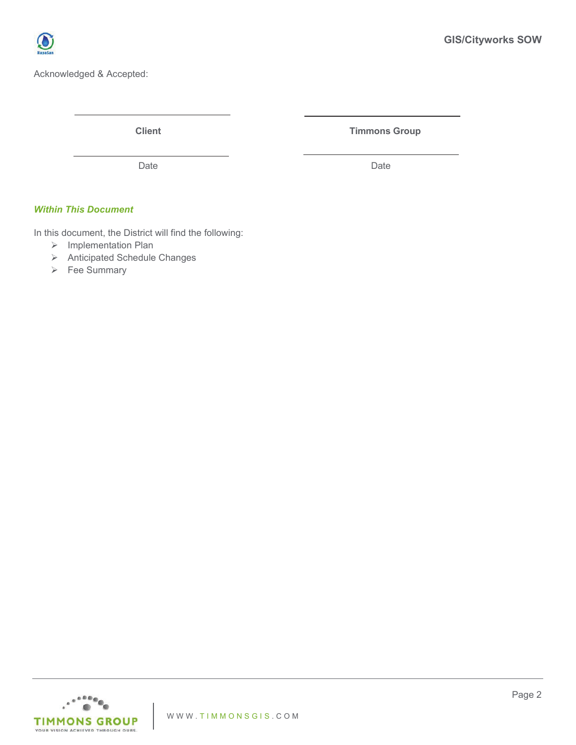Acknowledged & Accepted:

| ______________________ | ______________________ |
| --- | --- |
| **Client** | **Timmons Group** |
| ______________________ | ______________________ |
| Date | Date |

### ***Within This Document***

In this document, the District will find the following:

- Implementation Plan
- Anticipated Schedule Changes
- Fee Summary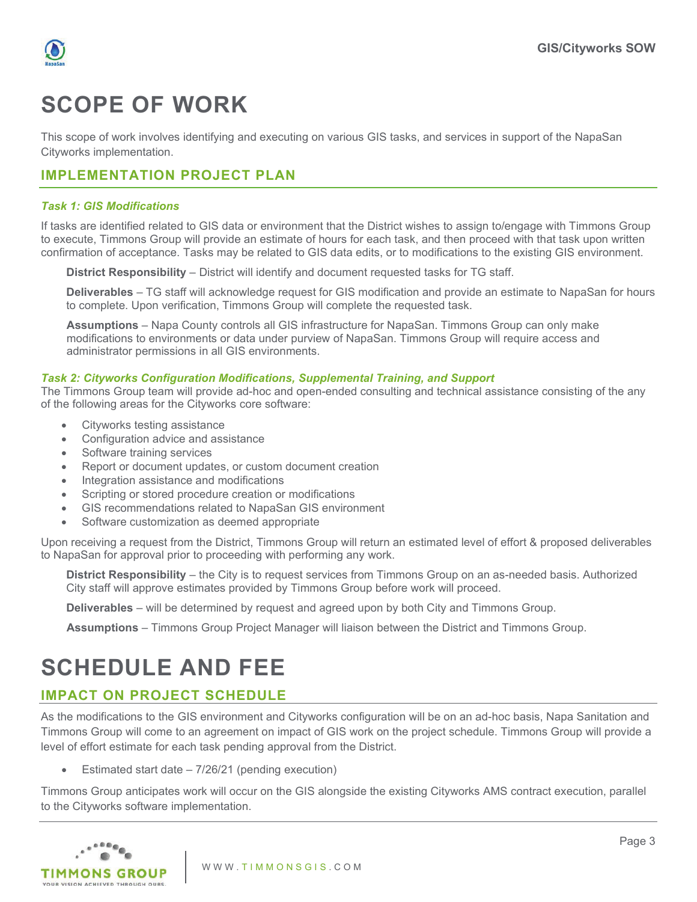# SCOPE OF WORK

This scope of work involves identifying and executing on various GIS tasks, and services in support of the NapaSan Cityworks implementation.

## IMPLEMENTATION PROJECT PLAN

### *Task 1: GIS Modifications*

If tasks are identified related to GIS data or environment that the District wishes to assign to/engage with Timmons Group to execute, Timmons Group will provide an estimate of hours for each task, and then proceed with that task upon written confirmation of acceptance. Tasks may be related to GIS data edits, or to modifications to the existing GIS environment.

**District Responsibility** – District will identify and document requested tasks for TG staff.

**Deliverables** – TG staff will acknowledge request for GIS modification and provide an estimate to NapaSan for hours to complete. Upon verification, Timmons Group will complete the requested task.

**Assumptions** – Napa County controls all GIS infrastructure for NapaSan. Timmons Group can only make modifications to environments or data under purview of NapaSan. Timmons Group will require access and administrator permissions in all GIS environments.

### *Task 2: Cityworks Configuration Modifications, Supplemental Training, and Support*

The Timmons Group team will provide ad-hoc and open-ended consulting and technical assistance consisting of the any of the following areas for the Cityworks core software:

- Cityworks testing assistance
- Configuration advice and assistance
- Software training services
- Report or document updates, or custom document creation
- Integration assistance and modifications
- Scripting or stored procedure creation or modifications
- GIS recommendations related to NapaSan GIS environment
- Software customization as deemed appropriate

Upon receiving a request from the District, Timmons Group will return an estimated level of effort & proposed deliverables to NapaSan for approval prior to proceeding with performing any work.

**District Responsibility** – the City is to request services from Timmons Group on an as-needed basis. Authorized City staff will approve estimates provided by Timmons Group before work will proceed.

**Deliverables** – will be determined by request and agreed upon by both City and Timmons Group.

**Assumptions** – Timmons Group Project Manager will liaison between the District and Timmons Group.

# SCHEDULE AND FEE

## IMPACT ON PROJECT SCHEDULE

As the modifications to the GIS environment and Cityworks configuration will be on an ad-hoc basis, Napa Sanitation and Timmons Group will come to an agreement on impact of GIS work on the project schedule. Timmons Group will provide a level of effort estimate for each task pending approval from the District.

- Estimated start date – 7/26/21 (pending execution)

Timmons Group anticipates work will occur on the GIS alongside the existing Cityworks AMS contract execution, parallel to the Cityworks software implementation.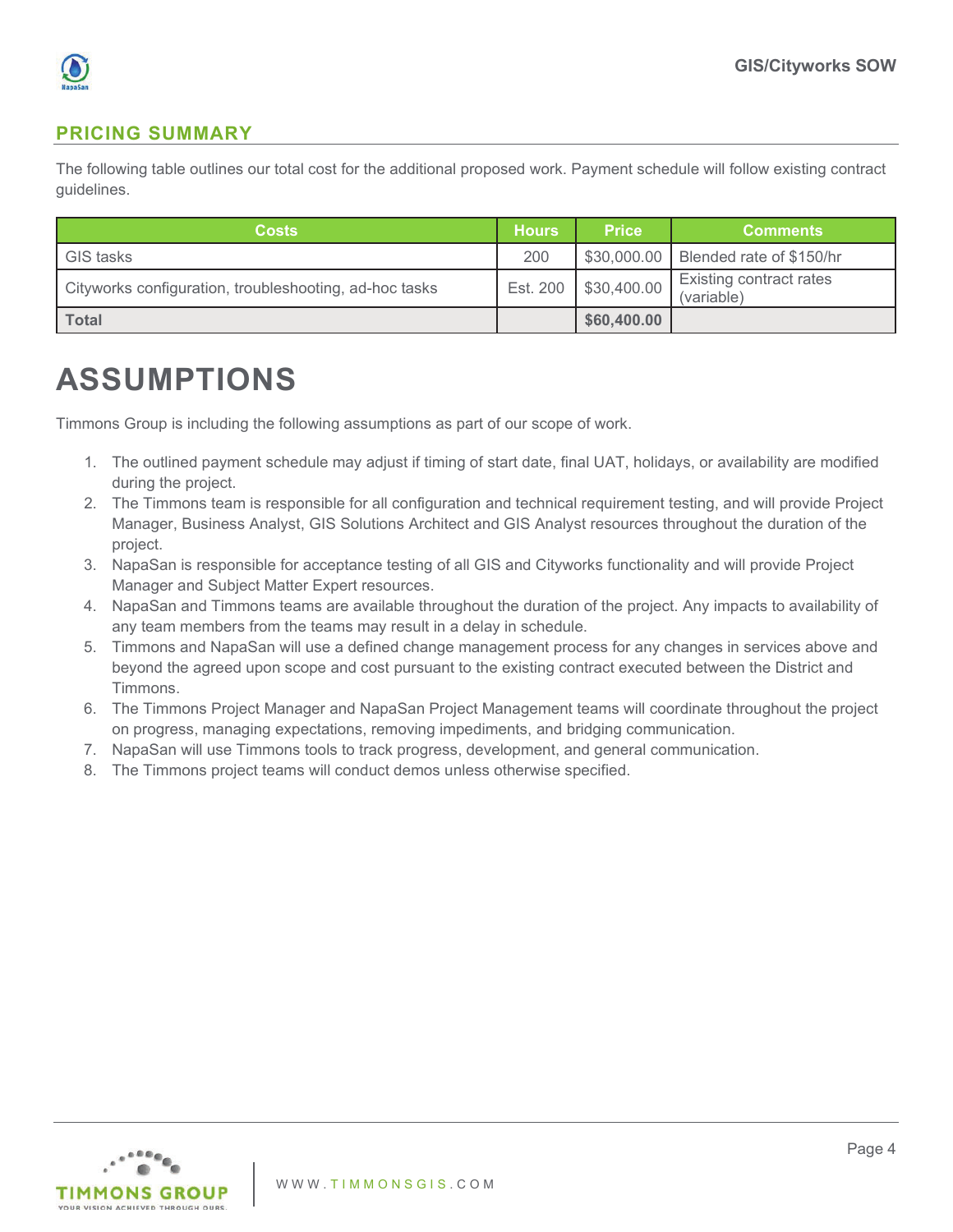## PRICING SUMMARY

The following table outlines our total cost for the additional proposed work. Payment schedule will follow existing contract guidelines.

| Costs | Hours | Price | Comments |
|---|---|---|---|
| GIS tasks | 200 | $30,000.00 | Blended rate of $150/hr |
| Cityworks configuration, troubleshooting, ad-hoc tasks | Est. 200 | $30,400.00 | Existing contract rates (variable) |
| **Total** | | **$60,400.00** | |

# ASSUMPTIONS

Timmons Group is including the following assumptions as part of our scope of work.

1. The outlined payment schedule may adjust if timing of start date, final UAT, holidays, or availability are modified during the project.
2. The Timmons team is responsible for all configuration and technical requirement testing, and will provide Project Manager, Business Analyst, GIS Solutions Architect and GIS Analyst resources throughout the duration of the project.
3. NapaSan is responsible for acceptance testing of all GIS and Cityworks functionality and will provide Project Manager and Subject Matter Expert resources.
4. NapaSan and Timmons teams are available throughout the duration of the project. Any impacts to availability of any team members from the teams may result in a delay in schedule.
5. Timmons and NapaSan will use a defined change management process for any changes in services above and beyond the agreed upon scope and cost pursuant to the existing contract executed between the District and Timmons.
6. The Timmons Project Manager and NapaSan Project Management teams will coordinate throughout the project on progress, managing expectations, removing impediments, and bridging communication.
7. NapaSan will use Timmons tools to track progress, development, and general communication.
8. The Timmons project teams will conduct demos unless otherwise specified.